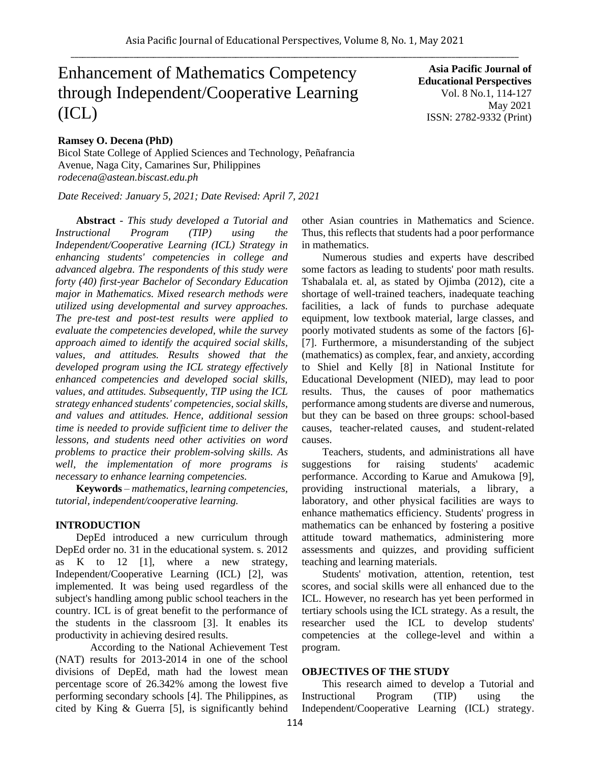# Enhancement of Mathematics Competency through Independent/Cooperative Learning (ICL)

**Asia Pacific Journal of Educational Perspectives**
Vol. 8 No.1, 114-127
May 2021
ISSN: 2782-9332 (Print)

**Ramsey O. Decena (PhD)**
Bicol State College of Applied Sciences and Technology, Peñafrancia Avenue, Naga City, Camarines Sur, Philippines
*rodecena@astean.biscast.edu.ph*

*Date Received: January 5, 2021; Date Revised: April 7, 2021*

**Abstract** - *This study developed a Tutorial and Instructional Program (TIP) using the Independent/Cooperative Learning (ICL) Strategy in enhancing students' competencies in college and advanced algebra. The respondents of this study were forty (40) first-year Bachelor of Secondary Education major in Mathematics. Mixed research methods were utilized using developmental and survey approaches. The pre-test and post-test results were applied to evaluate the competencies developed, while the survey approach aimed to identify the acquired social skills, values, and attitudes. Results showed that the developed program using the ICL strategy effectively enhanced competencies and developed social skills, values, and attitudes. Subsequently, TIP using the ICL strategy enhanced students' competencies, social skills, and values and attitudes. Hence, additional session time is needed to provide sufficient time to deliver the lessons, and students need other activities on word problems to practice their problem-solving skills. As well, the implementation of more programs is necessary to enhance learning competencies.*

**Keywords** – *mathematics, learning competencies, tutorial, independent/cooperative learning.*

## INTRODUCTION

DepEd introduced a new curriculum through DepEd order no. 31 in the educational system. s. 2012 as K to 12 [1], where a new strategy, Independent/Cooperative Learning (ICL) [2], was implemented. It was being used regardless of the subject's handling among public school teachers in the country. ICL is of great benefit to the performance of the students in the classroom [3]. It enables its productivity in achieving desired results.

According to the National Achievement Test (NAT) results for 2013-2014 in one of the school divisions of DepEd, math had the lowest mean percentage score of 26.342% among the lowest five performing secondary schools [4]. The Philippines, as cited by King & Guerra [5], is significantly behind other Asian countries in Mathematics and Science. Thus, this reflects that students had a poor performance in mathematics.

Numerous studies and experts have described some factors as leading to students' poor math results. Tshabalala et. al, as stated by Ojimba (2012), cite a shortage of well-trained teachers, inadequate teaching facilities, a lack of funds to purchase adequate equipment, low textbook material, large classes, and poorly motivated students as some of the factors [6]-[7]. Furthermore, a misunderstanding of the subject (mathematics) as complex, fear, and anxiety, according to Shiel and Kelly [8] in National Institute for Educational Development (NIED), may lead to poor results. Thus, the causes of poor mathematics performance among students are diverse and numerous, but they can be based on three groups: school-based causes, teacher-related causes, and student-related causes.

Teachers, students, and administrations all have suggestions for raising students' academic performance. According to Karue and Amukowa [9], providing instructional materials, a library, a laboratory, and other physical facilities are ways to enhance mathematics efficiency. Students' progress in mathematics can be enhanced by fostering a positive attitude toward mathematics, administering more assessments and quizzes, and providing sufficient teaching and learning materials.

Students' motivation, attention, retention, test scores, and social skills were all enhanced due to the ICL. However, no research has yet been performed in tertiary schools using the ICL strategy. As a result, the researcher used the ICL to develop students' competencies at the college-level and within a program.

## OBJECTIVES OF THE STUDY

This research aimed to develop a Tutorial and Instructional Program (TIP) using the Independent/Cooperative Learning (ICL) strategy.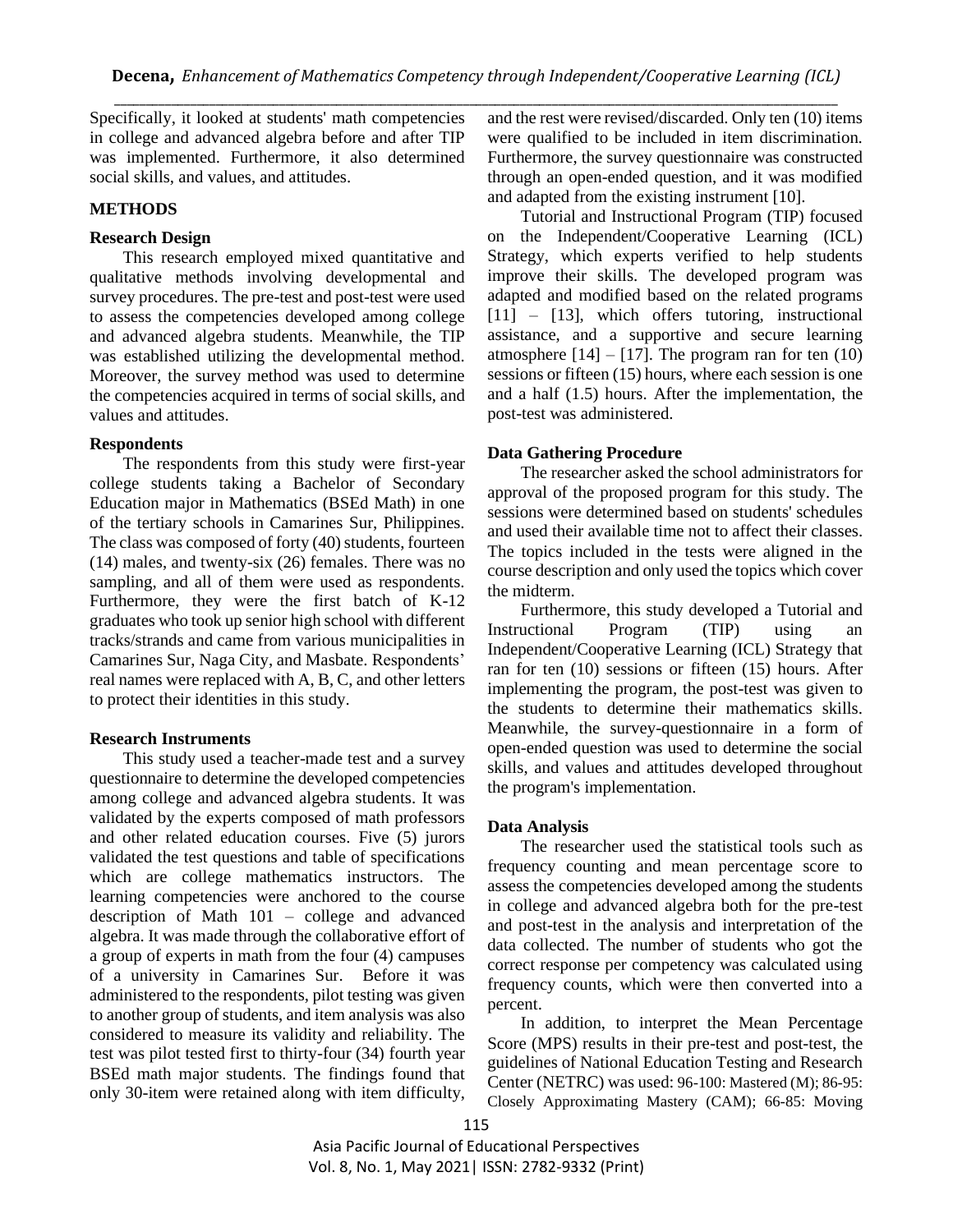Specifically, it looked at students' math competencies in college and advanced algebra before and after TIP was implemented. Furthermore, it also determined social skills, and values, and attitudes.

## METHODS

### Research Design

This research employed mixed quantitative and qualitative methods involving developmental and survey procedures. The pre-test and post-test were used to assess the competencies developed among college and advanced algebra students. Meanwhile, the TIP was established utilizing the developmental method. Moreover, the survey method was used to determine the competencies acquired in terms of social skills, and values and attitudes.

### Respondents

The respondents from this study were first-year college students taking a Bachelor of Secondary Education major in Mathematics (BSEd Math) in one of the tertiary schools in Camarines Sur, Philippines. The class was composed of forty (40) students, fourteen (14) males, and twenty-six (26) females. There was no sampling, and all of them were used as respondents. Furthermore, they were the first batch of K-12 graduates who took up senior high school with different tracks/strands and came from various municipalities in Camarines Sur, Naga City, and Masbate. Respondents' real names were replaced with A, B, C, and other letters to protect their identities in this study.

### Research Instruments

This study used a teacher-made test and a survey questionnaire to determine the developed competencies among college and advanced algebra students. It was validated by the experts composed of math professors and other related education courses. Five (5) jurors validated the test questions and table of specifications which are college mathematics instructors. The learning competencies were anchored to the course description of Math 101 – college and advanced algebra. It was made through the collaborative effort of a group of experts in math from the four (4) campuses of a university in Camarines Sur. Before it was administered to the respondents, pilot testing was given to another group of students, and item analysis was also considered to measure its validity and reliability. The test was pilot tested first to thirty-four (34) fourth year BSEd math major students. The findings found that only 30-item were retained along with item difficulty, and the rest were revised/discarded. Only ten (10) items were qualified to be included in item discrimination. Furthermore, the survey questionnaire was constructed through an open-ended question, and it was modified and adapted from the existing instrument [10].

Tutorial and Instructional Program (TIP) focused on the Independent/Cooperative Learning (ICL) Strategy, which experts verified to help students improve their skills. The developed program was adapted and modified based on the related programs [11] – [13], which offers tutoring, instructional assistance, and a supportive and secure learning atmosphere [14] – [17]. The program ran for ten (10) sessions or fifteen (15) hours, where each session is one and a half (1.5) hours. After the implementation, the post-test was administered.

### Data Gathering Procedure

The researcher asked the school administrators for approval of the proposed program for this study. The sessions were determined based on students' schedules and used their available time not to affect their classes. The topics included in the tests were aligned in the course description and only used the topics which cover the midterm.

Furthermore, this study developed a Tutorial and Instructional Program (TIP) using an Independent/Cooperative Learning (ICL) Strategy that ran for ten (10) sessions or fifteen (15) hours. After implementing the program, the post-test was given to the students to determine their mathematics skills. Meanwhile, the survey-questionnaire in a form of open-ended question was used to determine the social skills, and values and attitudes developed throughout the program's implementation.

### Data Analysis

The researcher used the statistical tools such as frequency counting and mean percentage score to assess the competencies developed among the students in college and advanced algebra both for the pre-test and post-test in the analysis and interpretation of the data collected. The number of students who got the correct response per competency was calculated using frequency counts, which were then converted into a percent.

In addition, to interpret the Mean Percentage Score (MPS) results in their pre-test and post-test, the guidelines of National Education Testing and Research Center (NETRC) was used: 96-100: Mastered (M); 86-95: Closely Approximating Mastery (CAM); 66-85: Moving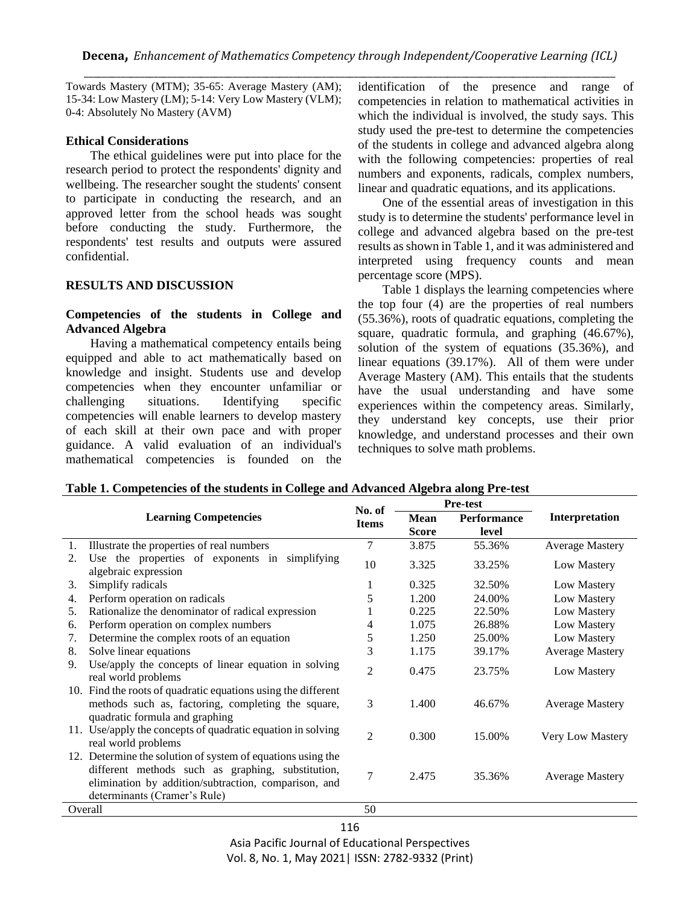Towards Mastery (MTM); 35-65: Average Mastery (AM); 15-34: Low Mastery (LM); 5-14: Very Low Mastery (VLM); 0-4: Absolutely No Mastery (AVM)

### Ethical Considerations

The ethical guidelines were put into place for the research period to protect the respondents' dignity and wellbeing. The researcher sought the students' consent to participate in conducting the research, and an approved letter from the school heads was sought before conducting the study. Furthermore, the respondents' test results and outputs were assured confidential.

## RESULTS AND DISCUSSION

### Competencies of the students in College and Advanced Algebra

Having a mathematical competency entails being equipped and able to act mathematically based on knowledge and insight. Students use and develop competencies when they encounter unfamiliar or challenging situations. Identifying specific competencies will enable learners to develop mastery of each skill at their own pace and with proper guidance. A valid evaluation of an individual's mathematical competencies is founded on the identification of the presence and range of competencies in relation to mathematical activities in which the individual is involved, the study says. This study used the pre-test to determine the competencies of the students in college and advanced algebra along with the following competencies: properties of real numbers and exponents, radicals, complex numbers, linear and quadratic equations, and its applications.

One of the essential areas of investigation in this study is to determine the students' performance level in college and advanced algebra based on the pre-test results as shown in Table 1, and it was administered and interpreted using frequency counts and mean percentage score (MPS).

Table 1 displays the learning competencies where the top four (4) are the properties of real numbers (55.36%), roots of quadratic equations, completing the square, quadratic formula, and graphing (46.67%), solution of the system of equations (35.36%), and linear equations (39.17%). All of them were under Average Mastery (AM). This entails that the students have the usual understanding and have some experiences within the competency areas. Similarly, they understand key concepts, use their prior knowledge, and understand processes and their own techniques to solve math problems.

**Table 1. Competencies of the students in College and Advanced Algebra along Pre-test**

| Learning Competencies | No. of Items | Pre-test | | Interpretation |
|---|---|---|---|---|
| | | Mean Score | Performance level | |
| 1. Illustrate the properties of real numbers | 7 | 3.875 | 55.36% | Average Mastery |
| 2. Use the properties of exponents in simplifying algebraic expression | 10 | 3.325 | 33.25% | Low Mastery |
| 3. Simplify radicals | 1 | 0.325 | 32.50% | Low Mastery |
| 4. Perform operation on radicals | 5 | 1.200 | 24.00% | Low Mastery |
| 5. Rationalize the denominator of radical expression | 1 | 0.225 | 22.50% | Low Mastery |
| 6. Perform operation on complex numbers | 4 | 1.075 | 26.88% | Low Mastery |
| 7. Determine the complex roots of an equation | 5 | 1.250 | 25.00% | Low Mastery |
| 8. Solve linear equations | 3 | 1.175 | 39.17% | Average Mastery |
| 9. Use/apply the concepts of linear equation in solving real world problems | 2 | 0.475 | 23.75% | Low Mastery |
| 10. Find the roots of quadratic equations using the different methods such as, factoring, completing the square, quadratic formula and graphing | 3 | 1.400 | 46.67% | Average Mastery |
| 11. Use/apply the concepts of quadratic equation in solving real world problems | 2 | 0.300 | 15.00% | Very Low Mastery |
| 12. Determine the solution of system of equations using the different methods such as graphing, substitution, elimination by addition/subtraction, comparison, and determinants (Cramer's Rule) | 7 | 2.475 | 35.36% | Average Mastery |
| Overall | 50 | | | |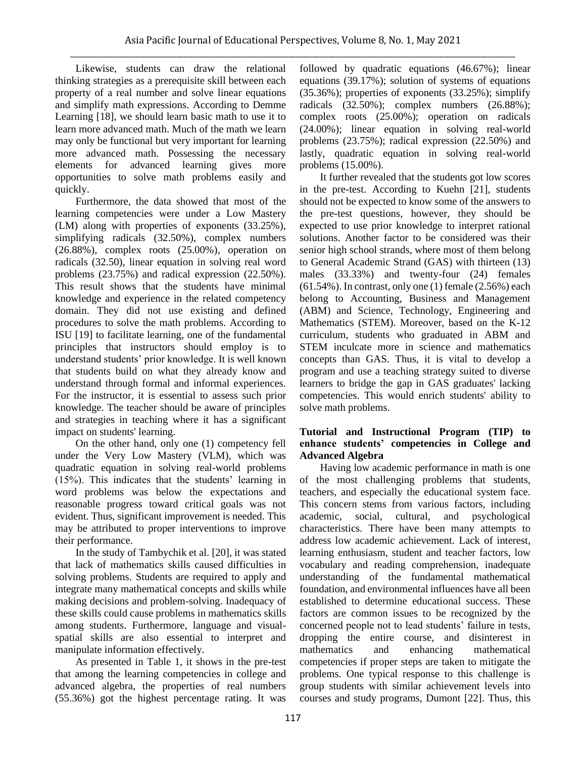Likewise, students can draw the relational thinking strategies as a prerequisite skill between each property of a real number and solve linear equations and simplify math expressions. According to Demme Learning [18], we should learn basic math to use it to learn more advanced math. Much of the math we learn may only be functional but very important for learning more advanced math. Possessing the necessary elements for advanced learning gives more opportunities to solve math problems easily and quickly.

Furthermore, the data showed that most of the learning competencies were under a Low Mastery (LM) along with properties of exponents (33.25%), simplifying radicals (32.50%), complex numbers (26.88%), complex roots (25.00%), operation on radicals (32.50), linear equation in solving real word problems (23.75%) and radical expression (22.50%). This result shows that the students have minimal knowledge and experience in the related competency domain. They did not use existing and defined procedures to solve the math problems. According to ISU [19] to facilitate learning, one of the fundamental principles that instructors should employ is to understand students' prior knowledge. It is well known that students build on what they already know and understand through formal and informal experiences. For the instructor, it is essential to assess such prior knowledge. The teacher should be aware of principles and strategies in teaching where it has a significant impact on students' learning.

On the other hand, only one (1) competency fell under the Very Low Mastery (VLM), which was quadratic equation in solving real-world problems (15%). This indicates that the students' learning in word problems was below the expectations and reasonable progress toward critical goals was not evident. Thus, significant improvement is needed. This may be attributed to proper interventions to improve their performance.

In the study of Tambychik et al. [20], it was stated that lack of mathematics skills caused difficulties in solving problems. Students are required to apply and integrate many mathematical concepts and skills while making decisions and problem-solving. Inadequacy of these skills could cause problems in mathematics skills among students. Furthermore, language and visual-spatial skills are also essential to interpret and manipulate information effectively.

As presented in Table 1, it shows in the pre-test that among the learning competencies in college and advanced algebra, the properties of real numbers (55.36%) got the highest percentage rating. It was followed by quadratic equations (46.67%); linear equations (39.17%); solution of systems of equations (35.36%); properties of exponents (33.25%); simplify radicals (32.50%); complex numbers (26.88%); complex roots (25.00%); operation on radicals (24.00%); linear equation in solving real-world problems (23.75%); radical expression (22.50%) and lastly, quadratic equation in solving real-world problems (15.00%).

It further revealed that the students got low scores in the pre-test. According to Kuehn [21], students should not be expected to know some of the answers to the pre-test questions, however, they should be expected to use prior knowledge to interpret rational solutions. Another factor to be considered was their senior high school strands, where most of them belong to General Academic Strand (GAS) with thirteen (13) males (33.33%) and twenty-four (24) females (61.54%). In contrast, only one (1) female (2.56%) each belong to Accounting, Business and Management (ABM) and Science, Technology, Engineering and Mathematics (STEM). Moreover, based on the K-12 curriculum, students who graduated in ABM and STEM inculcate more in science and mathematics concepts than GAS. Thus, it is vital to develop a program and use a teaching strategy suited to diverse learners to bridge the gap in GAS graduates' lacking competencies. This would enrich students' ability to solve math problems.

### Tutorial and Instructional Program (TIP) to enhance students' competencies in College and Advanced Algebra

Having low academic performance in math is one of the most challenging problems that students, teachers, and especially the educational system face. This concern stems from various factors, including academic, social, cultural, and psychological characteristics. There have been many attempts to address low academic achievement. Lack of interest, learning enthusiasm, student and teacher factors, low vocabulary and reading comprehension, inadequate understanding of the fundamental mathematical foundation, and environmental influences have all been established to determine educational success. These factors are common issues to be recognized by the concerned people not to lead students' failure in tests, dropping the entire course, and disinterest in mathematics and enhancing mathematical competencies if proper steps are taken to mitigate the problems. One typical response to this challenge is group students with similar achievement levels into courses and study programs, Dumont [22]. Thus, this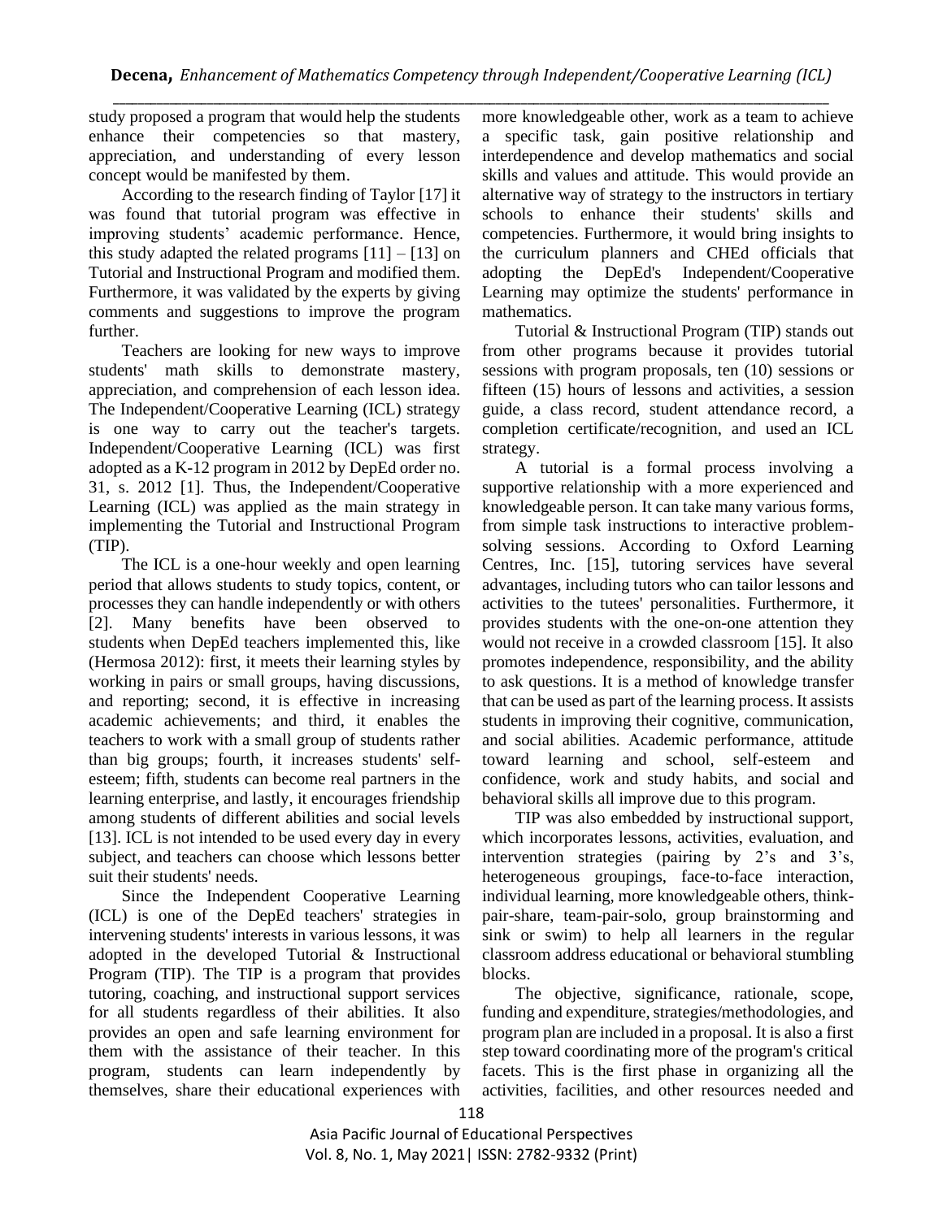study proposed a program that would help the students enhance their competencies so that mastery, appreciation, and understanding of every lesson concept would be manifested by them.

According to the research finding of Taylor [17] it was found that tutorial program was effective in improving students' academic performance. Hence, this study adapted the related programs [11] – [13] on Tutorial and Instructional Program and modified them. Furthermore, it was validated by the experts by giving comments and suggestions to improve the program further.

Teachers are looking for new ways to improve students' math skills to demonstrate mastery, appreciation, and comprehension of each lesson idea. The Independent/Cooperative Learning (ICL) strategy is one way to carry out the teacher's targets. Independent/Cooperative Learning (ICL) was first adopted as a K-12 program in 2012 by DepEd order no. 31, s. 2012 [1]. Thus, the Independent/Cooperative Learning (ICL) was applied as the main strategy in implementing the Tutorial and Instructional Program (TIP).

The ICL is a one-hour weekly and open learning period that allows students to study topics, content, or processes they can handle independently or with others [2]. Many benefits have been observed to students when DepEd teachers implemented this, like (Hermosa 2012): first, it meets their learning styles by working in pairs or small groups, having discussions, and reporting; second, it is effective in increasing academic achievements; and third, it enables the teachers to work with a small group of students rather than big groups; fourth, it increases students' self-esteem; fifth, students can become real partners in the learning enterprise, and lastly, it encourages friendship among students of different abilities and social levels [13]. ICL is not intended to be used every day in every subject, and teachers can choose which lessons better suit their students' needs.

Since the Independent Cooperative Learning (ICL) is one of the DepEd teachers' strategies in intervening students' interests in various lessons, it was adopted in the developed Tutorial & Instructional Program (TIP). The TIP is a program that provides tutoring, coaching, and instructional support services for all students regardless of their abilities. It also provides an open and safe learning environment for them with the assistance of their teacher. In this program, students can learn independently by themselves, share their educational experiences with more knowledgeable other, work as a team to achieve a specific task, gain positive relationship and interdependence and develop mathematics and social skills and values and attitude. This would provide an alternative way of strategy to the instructors in tertiary schools to enhance their students' skills and competencies. Furthermore, it would bring insights to the curriculum planners and CHEd officials that adopting the DepEd's Independent/Cooperative Learning may optimize the students' performance in mathematics.

Tutorial & Instructional Program (TIP) stands out from other programs because it provides tutorial sessions with program proposals, ten (10) sessions or fifteen (15) hours of lessons and activities, a session guide, a class record, student attendance record, a completion certificate/recognition, and used an ICL strategy.

A tutorial is a formal process involving a supportive relationship with a more experienced and knowledgeable person. It can take many various forms, from simple task instructions to interactive problem-solving sessions. According to Oxford Learning Centres, Inc. [15], tutoring services have several advantages, including tutors who can tailor lessons and activities to the tutees' personalities. Furthermore, it provides students with the one-on-one attention they would not receive in a crowded classroom [15]. It also promotes independence, responsibility, and the ability to ask questions. It is a method of knowledge transfer that can be used as part of the learning process. It assists students in improving their cognitive, communication, and social abilities. Academic performance, attitude toward learning and school, self-esteem and confidence, work and study habits, and social and behavioral skills all improve due to this program.

TIP was also embedded by instructional support, which incorporates lessons, activities, evaluation, and intervention strategies (pairing by 2's and 3's, heterogeneous groupings, face-to-face interaction, individual learning, more knowledgeable others, think-pair-share, team-pair-solo, group brainstorming and sink or swim) to help all learners in the regular classroom address educational or behavioral stumbling blocks.

The objective, significance, rationale, scope, funding and expenditure, strategies/methodologies, and program plan are included in a proposal. It is also a first step toward coordinating more of the program's critical facets. This is the first phase in organizing all the activities, facilities, and other resources needed and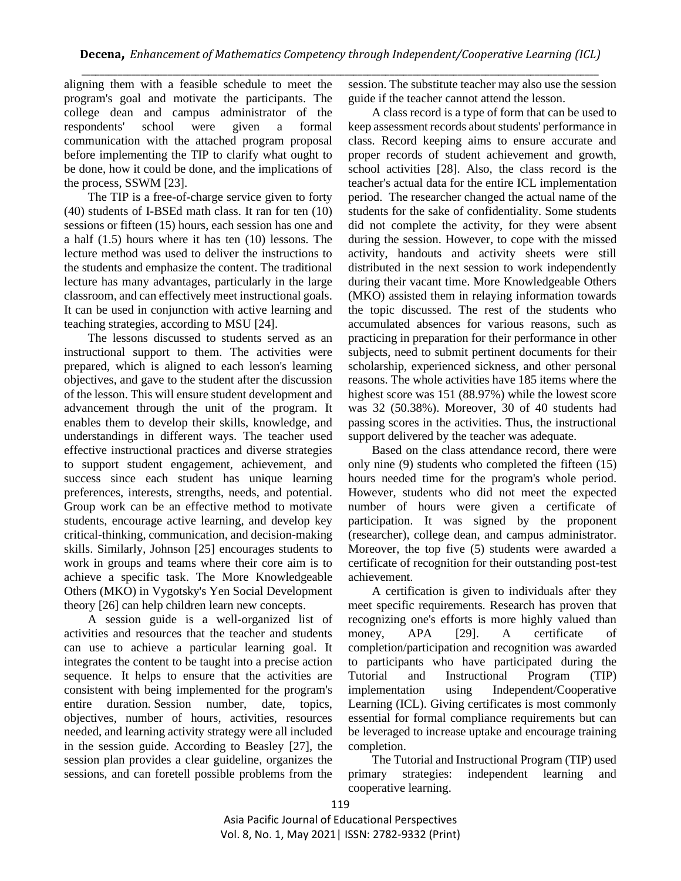aligning them with a feasible schedule to meet the program's goal and motivate the participants. The college dean and campus administrator of the respondents' school were given a formal communication with the attached program proposal before implementing the TIP to clarify what ought to be done, how it could be done, and the implications of the process, SSWM [23].

The TIP is a free-of-charge service given to forty (40) students of I-BSEd math class. It ran for ten (10) sessions or fifteen (15) hours, each session has one and a half (1.5) hours where it has ten (10) lessons. The lecture method was used to deliver the instructions to the students and emphasize the content. The traditional lecture has many advantages, particularly in the large classroom, and can effectively meet instructional goals. It can be used in conjunction with active learning and teaching strategies, according to MSU [24].

The lessons discussed to students served as an instructional support to them. The activities were prepared, which is aligned to each lesson's learning objectives, and gave to the student after the discussion of the lesson. This will ensure student development and advancement through the unit of the program. It enables them to develop their skills, knowledge, and understandings in different ways. The teacher used effective instructional practices and diverse strategies to support student engagement, achievement, and success since each student has unique learning preferences, interests, strengths, needs, and potential. Group work can be an effective method to motivate students, encourage active learning, and develop key critical-thinking, communication, and decision-making skills. Similarly, Johnson [25] encourages students to work in groups and teams where their core aim is to achieve a specific task. The More Knowledgeable Others (MKO) in Vygotsky's Yen Social Development theory [26] can help children learn new concepts.

A session guide is a well-organized list of activities and resources that the teacher and students can use to achieve a particular learning goal. It integrates the content to be taught into a precise action sequence. It helps to ensure that the activities are consistent with being implemented for the program's entire duration. Session number, date, topics, objectives, number of hours, activities, resources needed, and learning activity strategy were all included in the session guide. According to Beasley [27], the session plan provides a clear guideline, organizes the sessions, and can foretell possible problems from the session. The substitute teacher may also use the session guide if the teacher cannot attend the lesson.

A class record is a type of form that can be used to keep assessment records about students' performance in class. Record keeping aims to ensure accurate and proper records of student achievement and growth, school activities [28]. Also, the class record is the teacher's actual data for the entire ICL implementation period. The researcher changed the actual name of the students for the sake of confidentiality. Some students did not complete the activity, for they were absent during the session. However, to cope with the missed activity, handouts and activity sheets were still distributed in the next session to work independently during their vacant time. More Knowledgeable Others (MKO) assisted them in relaying information towards the topic discussed. The rest of the students who accumulated absences for various reasons, such as practicing in preparation for their performance in other subjects, need to submit pertinent documents for their scholarship, experienced sickness, and other personal reasons. The whole activities have 185 items where the highest score was 151 (88.97%) while the lowest score was 32 (50.38%). Moreover, 30 of 40 students had passing scores in the activities. Thus, the instructional support delivered by the teacher was adequate.

Based on the class attendance record, there were only nine (9) students who completed the fifteen (15) hours needed time for the program's whole period. However, students who did not meet the expected number of hours were given a certificate of participation. It was signed by the proponent (researcher), college dean, and campus administrator. Moreover, the top five (5) students were awarded a certificate of recognition for their outstanding post-test achievement.

A certification is given to individuals after they meet specific requirements. Research has proven that recognizing one's efforts is more highly valued than money, APA [29]. A certificate of completion/participation and recognition was awarded to participants who have participated during the Tutorial and Instructional Program (TIP) implementation using Independent/Cooperative Learning (ICL). Giving certificates is most commonly essential for formal compliance requirements but can be leveraged to increase uptake and encourage training completion.

The Tutorial and Instructional Program (TIP) used primary strategies: independent learning and cooperative learning.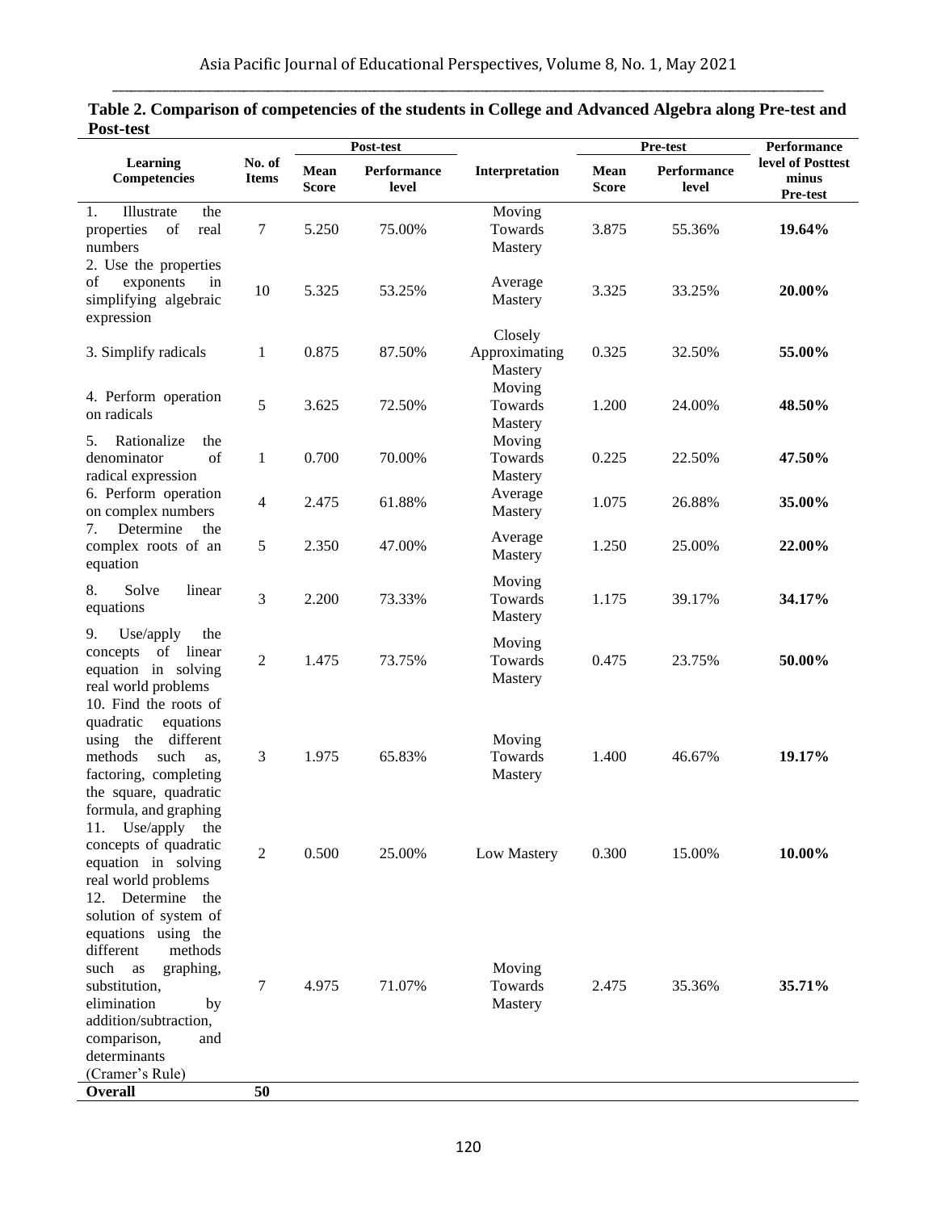**Table 2. Comparison of competencies of the students in College and Advanced Algebra along Pre-test and Post-test**

| Learning Competencies | No. of Items | Post-test | | Interpretation | Pre-test | | Performance level of Posttest minus Pre-test |
|---|---|---|---|---|---|---|---|
| | | Mean Score | Performance level | | Mean Score | Performance level | |
| 1. Illustrate the properties of real numbers | 7 | 5.250 | 75.00% | Moving Towards Mastery | 3.875 | 55.36% | **19.64%** |
| 2. Use the properties of exponents in simplifying algebraic expression | 10 | 5.325 | 53.25% | Average Mastery | 3.325 | 33.25% | **20.00%** |
| 3. Simplify radicals | 1 | 0.875 | 87.50% | Closely Approximating Mastery | 0.325 | 32.50% | **55.00%** |
| 4. Perform operation on radicals | 5 | 3.625 | 72.50% | Moving Towards Mastery | 1.200 | 24.00% | **48.50%** |
| 5. Rationalize the denominator of radical expression | 1 | 0.700 | 70.00% | Moving Towards Mastery | 0.225 | 22.50% | **47.50%** |
| 6. Perform operation on complex numbers | 4 | 2.475 | 61.88% | Average Mastery | 1.075 | 26.88% | **35.00%** |
| 7. Determine the complex roots of an equation | 5 | 2.350 | 47.00% | Average Mastery | 1.250 | 25.00% | **22.00%** |
| 8. Solve linear equations | 3 | 2.200 | 73.33% | Moving Towards Mastery | 1.175 | 39.17% | **34.17%** |
| 9. Use/apply the concepts of linear equation in solving real world problems | 2 | 1.475 | 73.75% | Moving Towards Mastery | 0.475 | 23.75% | **50.00%** |
| 10. Find the roots of quadratic equations using the different methods such as, factoring, completing the square, quadratic formula, and graphing | 3 | 1.975 | 65.83% | Moving Towards Mastery | 1.400 | 46.67% | **19.17%** |
| 11. Use/apply the concepts of quadratic equation in solving real world problems | 2 | 0.500 | 25.00% | Low Mastery | 0.300 | 15.00% | **10.00%** |
| 12. Determine the solution of system of equations using the different methods such as graphing, substitution, elimination by addition/subtraction, comparison, and determinants (Cramer's Rule) | 7 | 4.975 | 71.07% | Moving Towards Mastery | 2.475 | 35.36% | **35.71%** |
| **Overall** | **50** | | | | | | |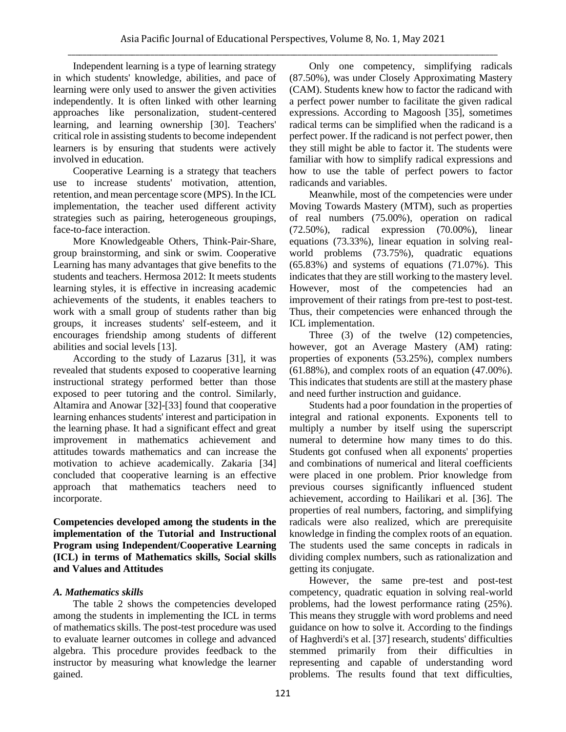Independent learning is a type of learning strategy in which students' knowledge, abilities, and pace of learning were only used to answer the given activities independently. It is often linked with other learning approaches like personalization, student-centered learning, and learning ownership [30]. Teachers' critical role in assisting students to become independent learners is by ensuring that students were actively involved in education.

Cooperative Learning is a strategy that teachers use to increase students' motivation, attention, retention, and mean percentage score (MPS). In the ICL implementation, the teacher used different activity strategies such as pairing, heterogeneous groupings, face-to-face interaction.

More Knowledgeable Others, Think-Pair-Share, group brainstorming, and sink or swim. Cooperative Learning has many advantages that give benefits to the students and teachers. Hermosa 2012: It meets students learning styles, it is effective in increasing academic achievements of the students, it enables teachers to work with a small group of students rather than big groups, it increases students' self-esteem, and it encourages friendship among students of different abilities and social levels [13].

According to the study of Lazarus [31], it was revealed that students exposed to cooperative learning instructional strategy performed better than those exposed to peer tutoring and the control. Similarly, Altamira and Anowar [32]-[33] found that cooperative learning enhances students' interest and participation in the learning phase. It had a significant effect and great improvement in mathematics achievement and attitudes towards mathematics and can increase the motivation to achieve academically. Zakaria [34] concluded that cooperative learning is an effective approach that mathematics teachers need to incorporate.

**Competencies developed among the students in the implementation of the Tutorial and Instructional Program using Independent/Cooperative Learning (ICL) in terms of Mathematics skills, Social skills and Values and Attitudes**

### *A. Mathematics skills*

The table 2 shows the competencies developed among the students in implementing the ICL in terms of mathematics skills. The post-test procedure was used to evaluate learner outcomes in college and advanced algebra. This procedure provides feedback to the instructor by measuring what knowledge the learner gained.

Only one competency, simplifying radicals (87.50%), was under Closely Approximating Mastery (CAM). Students knew how to factor the radicand with a perfect power number to facilitate the given radical expressions. According to Magoosh [35], sometimes radical terms can be simplified when the radicand is a perfect power. If the radicand is not perfect power, then they still might be able to factor it. The students were familiar with how to simplify radical expressions and how to use the table of perfect powers to factor radicands and variables.

Meanwhile, most of the competencies were under Moving Towards Mastery (MTM), such as properties of real numbers (75.00%), operation on radical (72.50%), radical expression (70.00%), linear equations (73.33%), linear equation in solving real-world problems (73.75%), quadratic equations (65.83%) and systems of equations (71.07%). This indicates that they are still working to the mastery level. However, most of the competencies had an improvement of their ratings from pre-test to post-test. Thus, their competencies were enhanced through the ICL implementation.

Three (3) of the twelve (12) competencies, however, got an Average Mastery (AM) rating: properties of exponents (53.25%), complex numbers (61.88%), and complex roots of an equation (47.00%). This indicates that students are still at the mastery phase and need further instruction and guidance.

Students had a poor foundation in the properties of integral and rational exponents. Exponents tell to multiply a number by itself using the superscript numeral to determine how many times to do this. Students got confused when all exponents' properties and combinations of numerical and literal coefficients were placed in one problem. Prior knowledge from previous courses significantly influenced student achievement, according to Hailikari et al. [36]. The properties of real numbers, factoring, and simplifying radicals were also realized, which are prerequisite knowledge in finding the complex roots of an equation. The students used the same concepts in radicals in dividing complex numbers, such as rationalization and getting its conjugate.

However, the same pre-test and post-test competency, quadratic equation in solving real-world problems, had the lowest performance rating (25%). This means they struggle with word problems and need guidance on how to solve it. According to the findings of Haghverdi's et al. [37] research, students' difficulties stemmed primarily from their difficulties in representing and capable of understanding word problems. The results found that text difficulties,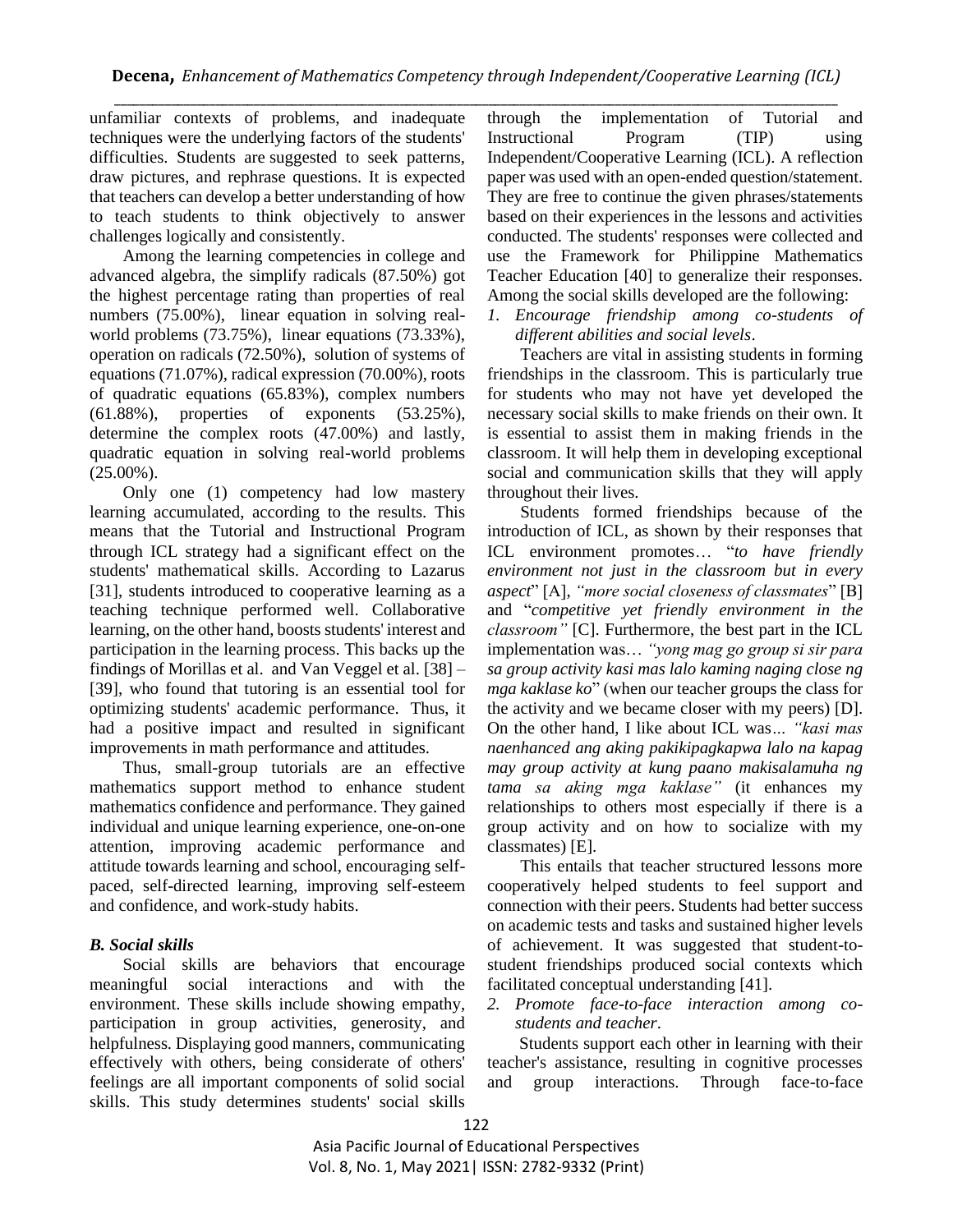unfamiliar contexts of problems, and inadequate techniques were the underlying factors of the students' difficulties. Students are suggested to seek patterns, draw pictures, and rephrase questions. It is expected that teachers can develop a better understanding of how to teach students to think objectively to answer challenges logically and consistently.

Among the learning competencies in college and advanced algebra, the simplify radicals (87.50%) got the highest percentage rating than properties of real numbers (75.00%), linear equation in solving real-world problems (73.75%), linear equations (73.33%), operation on radicals (72.50%), solution of systems of equations (71.07%), radical expression (70.00%), roots of quadratic equations (65.83%), complex numbers (61.88%), properties of exponents (53.25%), determine the complex roots (47.00%) and lastly, quadratic equation in solving real-world problems (25.00%).

Only one (1) competency had low mastery learning accumulated, according to the results. This means that the Tutorial and Instructional Program through ICL strategy had a significant effect on the students' mathematical skills. According to Lazarus [31], students introduced to cooperative learning as a teaching technique performed well. Collaborative learning, on the other hand, boosts students' interest and participation in the learning process. This backs up the findings of Morillas et al. and Van Veggel et al. [38] – [39], who found that tutoring is an essential tool for optimizing students' academic performance. Thus, it had a positive impact and resulted in significant improvements in math performance and attitudes.

Thus, small-group tutorials are an effective mathematics support method to enhance student mathematics confidence and performance. They gained individual and unique learning experience, one-on-one attention, improving academic performance and attitude towards learning and school, encouraging self-paced, self-directed learning, improving self-esteem and confidence, and work-study habits.

### *B. Social skills*

Social skills are behaviors that encourage meaningful social interactions and with the environment. These skills include showing empathy, participation in group activities, generosity, and helpfulness. Displaying good manners, communicating effectively with others, being considerate of others' feelings are all important components of solid social skills. This study determines students' social skills through the implementation of Tutorial and Instructional Program (TIP) using Independent/Cooperative Learning (ICL). A reflection paper was used with an open-ended question/statement. They are free to continue the given phrases/statements based on their experiences in the lessons and activities conducted. The students' responses were collected and use the Framework for Philippine Mathematics Teacher Education [40] to generalize their responses. Among the social skills developed are the following:

1. *Encourage friendship among co-students of different abilities and social levels*.

Teachers are vital in assisting students in forming friendships in the classroom. This is particularly true for students who may not have yet developed the necessary social skills to make friends on their own. It is essential to assist them in making friends in the classroom. It will help them in developing exceptional social and communication skills that they will apply throughout their lives.

Students formed friendships because of the introduction of ICL, as shown by their responses that ICL environment promotes… "*to have friendly environment not just in the classroom but in every aspect*" [A], *"more social closeness of classmates*" [B] and "*competitive yet friendly environment in the classroom"* [C]. Furthermore, the best part in the ICL implementation was… *"yong mag go group si sir para sa group activity kasi mas lalo kaming naging close ng mga kaklase ko*" (when our teacher groups the class for the activity and we became closer with my peers) [D]. On the other hand, I like about ICL was… *"kasi mas naenhanced ang aking pakikipagkapwa lalo na kapag may group activity at kung paano makisalamuha ng tama sa aking mga kaklase"* (it enhances my relationships to others most especially if there is a group activity and on how to socialize with my classmates) [E].

This entails that teacher structured lessons more cooperatively helped students to feel support and connection with their peers. Students had better success on academic tests and tasks and sustained higher levels of achievement. It was suggested that student-to-student friendships produced social contexts which facilitated conceptual understanding [41].

2. *Promote face-to-face interaction among co-students and teacher*.

Students support each other in learning with their teacher's assistance, resulting in cognitive processes and group interactions. Through face-to-face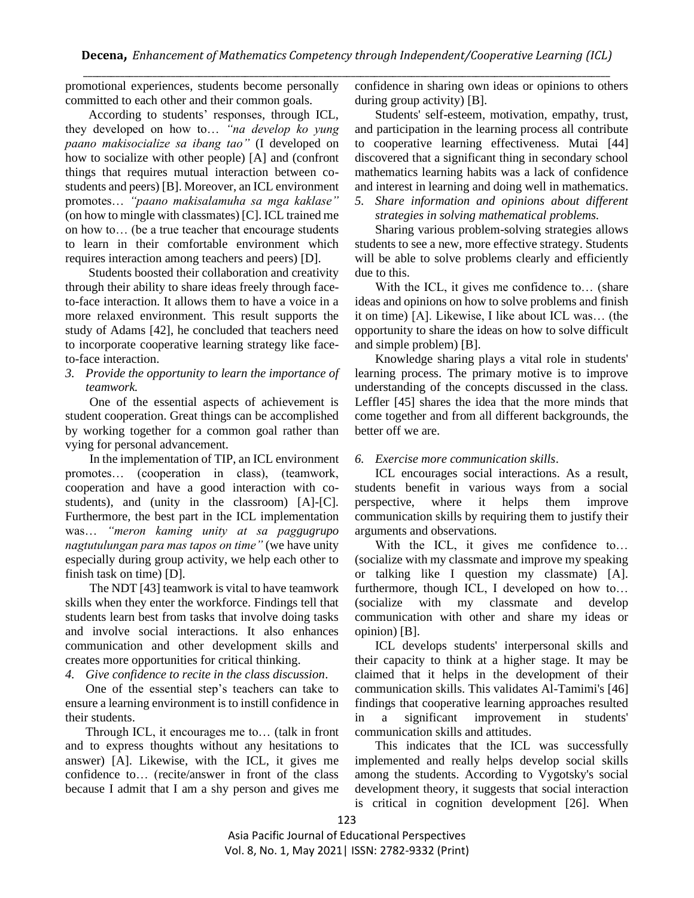promotional experiences, students become personally committed to each other and their common goals.

According to students' responses, through ICL, they developed on how to… *"na develop ko yung paano makisocialize sa ibang tao"* (I developed on how to socialize with other people) [A] and (confront things that requires mutual interaction between co-students and peers) [B]. Moreover, an ICL environment promotes… *"paano makisalamuha sa mga kaklase"* (on how to mingle with classmates) [C]. ICL trained me on how to… (be a true teacher that encourage students to learn in their comfortable environment which requires interaction among teachers and peers) [D].

Students boosted their collaboration and creativity through their ability to share ideas freely through face-to-face interaction. It allows them to have a voice in a more relaxed environment. This result supports the study of Adams [42], he concluded that teachers need to incorporate cooperative learning strategy like face-to-face interaction.

3. *Provide the opportunity to learn the importance of teamwork.*

One of the essential aspects of achievement is student cooperation. Great things can be accomplished by working together for a common goal rather than vying for personal advancement.

In the implementation of TIP, an ICL environment promotes… (cooperation in class), (teamwork, cooperation and have a good interaction with co-students), and (unity in the classroom) [A]-[C]. Furthermore, the best part in the ICL implementation was… *"meron kaming unity at sa paggugrupo nagtutulungan para mas tapos on time"* (we have unity especially during group activity, we help each other to finish task on time) [D].

The NDT [43] teamwork is vital to have teamwork skills when they enter the workforce. Findings tell that students learn best from tasks that involve doing tasks and involve social interactions. It also enhances communication and other development skills and creates more opportunities for critical thinking.

4. *Give confidence to recite in the class discussion*.

One of the essential step's teachers can take to ensure a learning environment is to instill confidence in their students.

Through ICL, it encourages me to… (talk in front and to express thoughts without any hesitations to answer) [A]. Likewise, with the ICL, it gives me confidence to… (recite/answer in front of the class because I admit that I am a shy person and gives me confidence in sharing own ideas or opinions to others during group activity) [B].

Students' self-esteem, motivation, empathy, trust, and participation in the learning process all contribute to cooperative learning effectiveness. Mutai [44] discovered that a significant thing in secondary school mathematics learning habits was a lack of confidence and interest in learning and doing well in mathematics.

5. *Share information and opinions about different strategies in solving mathematical problems.*

Sharing various problem-solving strategies allows students to see a new, more effective strategy. Students will be able to solve problems clearly and efficiently due to this.

With the ICL, it gives me confidence to… (share ideas and opinions on how to solve problems and finish it on time) [A]. Likewise, I like about ICL was… (the opportunity to share the ideas on how to solve difficult and simple problem) [B].

Knowledge sharing plays a vital role in students' learning process. The primary motive is to improve understanding of the concepts discussed in the class. Leffler [45] shares the idea that the more minds that come together and from all different backgrounds, the better off we are.

6. *Exercise more communication skills*.

ICL encourages social interactions. As a result, students benefit in various ways from a social perspective, where it helps them improve communication skills by requiring them to justify their arguments and observations.

With the ICL, it gives me confidence to… (socialize with my classmate and improve my speaking or talking like I question my classmate) [A]. furthermore, though ICL, I developed on how to… (socialize with my classmate and develop communication with other and share my ideas or opinion) [B].

ICL develops students' interpersonal skills and their capacity to think at a higher stage. It may be claimed that it helps in the development of their communication skills. This validates Al-Tamimi's [46] findings that cooperative learning approaches resulted in a significant improvement in students' communication skills and attitudes.

This indicates that the ICL was successfully implemented and really helps develop social skills among the students. According to Vygotsky's social development theory, it suggests that social interaction is critical in cognition development [26]. When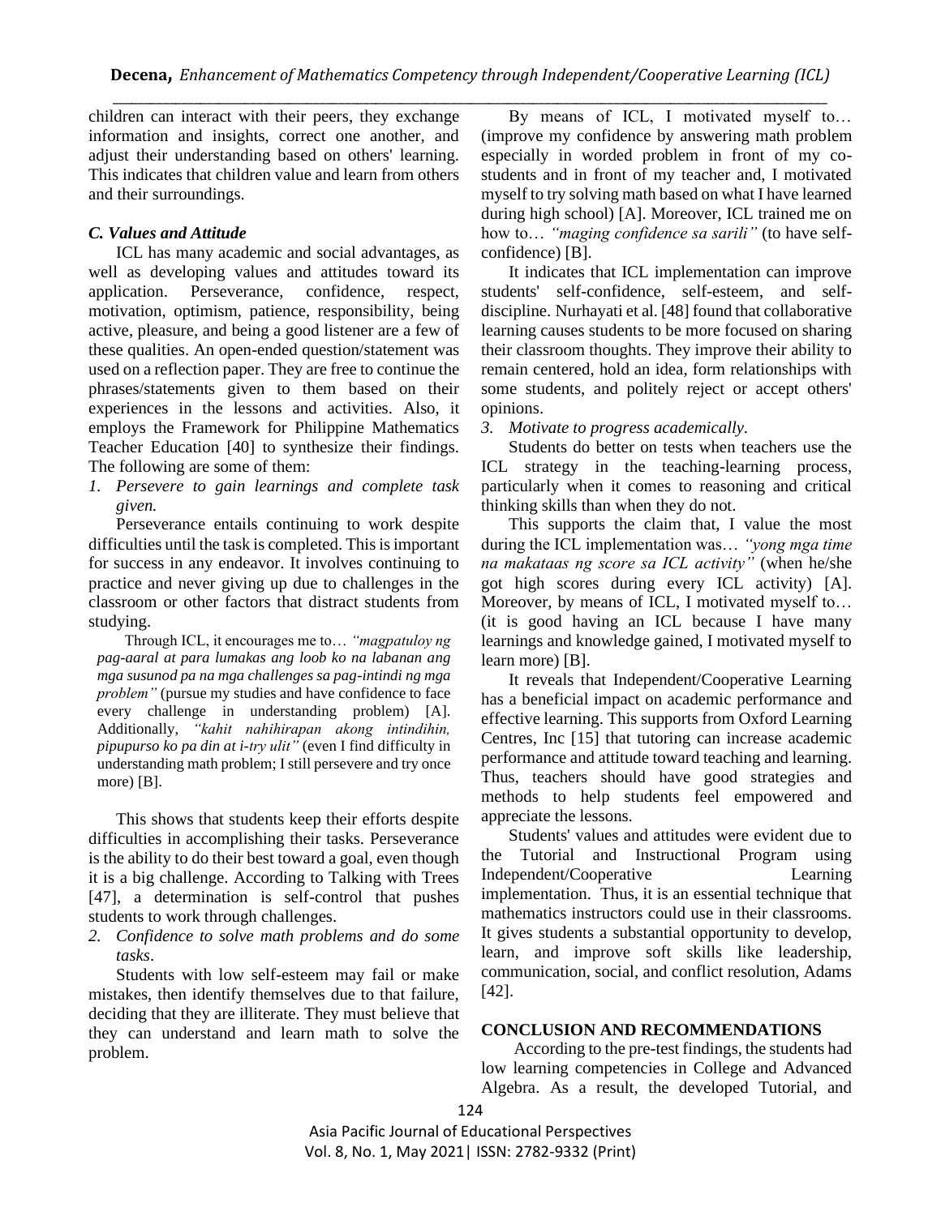children can interact with their peers, they exchange information and insights, correct one another, and adjust their understanding based on others' learning. This indicates that children value and learn from others and their surroundings.

### *C. Values and Attitude*

ICL has many academic and social advantages, as well as developing values and attitudes toward its application. Perseverance, confidence, respect, motivation, optimism, patience, responsibility, being active, pleasure, and being a good listener are a few of these qualities. An open-ended question/statement was used on a reflection paper. They are free to continue the phrases/statements given to them based on their experiences in the lessons and activities. Also, it employs the Framework for Philippine Mathematics Teacher Education [40] to synthesize their findings. The following are some of them:

1. *Persevere to gain learnings and complete task given.*

Perseverance entails continuing to work despite difficulties until the task is completed. This is important for success in any endeavor. It involves continuing to practice and never giving up due to challenges in the classroom or other factors that distract students from studying.

> Through ICL, it encourages me to… *"magpatuloy ng pag-aaral at para lumakas ang loob ko na labanan ang mga susunod pa na mga challenges sa pag-intindi ng mga problem"* (pursue my studies and have confidence to face every challenge in understanding problem) [A]. Additionally, *"kahit nahihirapan akong intindihin, pipupurso ko pa din at i-try ulit"* (even I find difficulty in understanding math problem; I still persevere and try once more) [B].

This shows that students keep their efforts despite difficulties in accomplishing their tasks. Perseverance is the ability to do their best toward a goal, even though it is a big challenge. According to Talking with Trees [47], a determination is self-control that pushes students to work through challenges.

2. *Confidence to solve math problems and do some tasks*.

Students with low self-esteem may fail or make mistakes, then identify themselves due to that failure, deciding that they are illiterate. They must believe that they can understand and learn math to solve the problem.

By means of ICL, I motivated myself to… (improve my confidence by answering math problem especially in worded problem in front of my co-students and in front of my teacher and, I motivated myself to try solving math based on what I have learned during high school) [A]. Moreover, ICL trained me on how to… *"maging confidence sa sarili"* (to have self-confidence) [B].

It indicates that ICL implementation can improve students' self-confidence, self-esteem, and self-discipline. Nurhayati et al. [48] found that collaborative learning causes students to be more focused on sharing their classroom thoughts. They improve their ability to remain centered, hold an idea, form relationships with some students, and politely reject or accept others' opinions.

3. *Motivate to progress academically.*

Students do better on tests when teachers use the ICL strategy in the teaching-learning process, particularly when it comes to reasoning and critical thinking skills than when they do not.

This supports the claim that, I value the most during the ICL implementation was… *"yong mga time na makataas ng score sa ICL activity"* (when he/she got high scores during every ICL activity) [A]. Moreover, by means of ICL, I motivated myself to… (it is good having an ICL because I have many learnings and knowledge gained, I motivated myself to learn more) [B].

It reveals that Independent/Cooperative Learning has a beneficial impact on academic performance and effective learning. This supports from Oxford Learning Centres, Inc [15] that tutoring can increase academic performance and attitude toward teaching and learning. Thus, teachers should have good strategies and methods to help students feel empowered and appreciate the lessons.

Students' values and attitudes were evident due to the Tutorial and Instructional Program using Independent/Cooperative Learning implementation. Thus, it is an essential technique that mathematics instructors could use in their classrooms. It gives students a substantial opportunity to develop, learn, and improve soft skills like leadership, communication, social, and conflict resolution, Adams [42].

## CONCLUSION AND RECOMMENDATIONS

According to the pre-test findings, the students had low learning competencies in College and Advanced Algebra. As a result, the developed Tutorial, and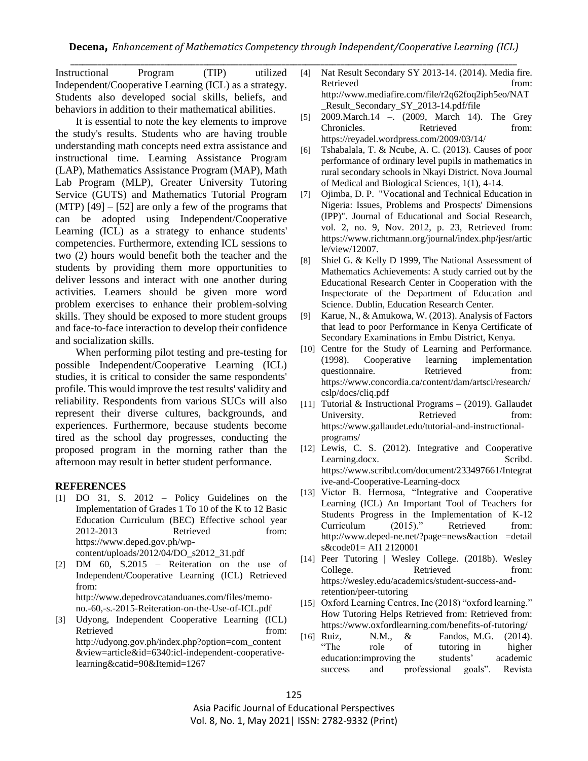Instructional Program (TIP) utilized Independent/Cooperative Learning (ICL) as a strategy. Students also developed social skills, beliefs, and behaviors in addition to their mathematical abilities.

It is essential to note the key elements to improve the study's results. Students who are having trouble understanding math concepts need extra assistance and instructional time. Learning Assistance Program (LAP), Mathematics Assistance Program (MAP), Math Lab Program (MLP), Greater University Tutoring Service (GUTS) and Mathematics Tutorial Program (MTP) [49] – [52] are only a few of the programs that can be adopted using Independent/Cooperative Learning (ICL) as a strategy to enhance students' competencies. Furthermore, extending ICL sessions to two (2) hours would benefit both the teacher and the students by providing them more opportunities to deliver lessons and interact with one another during activities. Learners should be given more word problem exercises to enhance their problem-solving skills. They should be exposed to more student groups and face-to-face interaction to develop their confidence and socialization skills.

When performing pilot testing and pre-testing for possible Independent/Cooperative Learning (ICL) studies, it is critical to consider the same respondents' profile. This would improve the test results' validity and reliability. Respondents from various SUCs will also represent their diverse cultures, backgrounds, and experiences. Furthermore, because students become tired as the school day progresses, conducting the proposed program in the morning rather than the afternoon may result in better student performance.

## REFERENCES

[1] DO 31, S. 2012 – Policy Guidelines on the Implementation of Grades 1 To 10 of the K to 12 Basic Education Curriculum (BEC) Effective school year 2012-2013 Retrieved from: https://www.deped.gov.ph/wp-content/uploads/2012/04/DO_s2012_31.pdf

[2] DM 60, S.2015 – Reiteration on the use of Independent/Cooperative Learning (ICL) Retrieved from: http://www.depedrovcatanduanes.com/files/memo-no.-60,-s.-2015-Reiteration-on-the-Use-of-ICL.pdf

[3] Udyong, Independent Cooperative Learning (ICL) Retrieved from: http://udyong.gov.ph/index.php?option=com_content&view=article&id=6340:icl-independent-cooperative-learning&catid=90&Itemid=1267

[4] Nat Result Secondary SY 2013-14. (2014). Media fire. Retrieved from: http://www.mediafire.com/file/r2q62foq2iph5eo/NAT_Result_Secondary_SY_2013-14.pdf/file

[5] 2009.March.14 –. (2009, March 14). The Grey Chronicles. Retrieved from: https://reyadel.wordpress.com/2009/03/14/

[6] Tshabalala, T. & Ncube, A. C. (2013). Causes of poor performance of ordinary level pupils in mathematics in rural secondary schools in Nkayi District. Nova Journal of Medical and Biological Sciences, 1(1), 4-14.

[7] Ojimba, D. P. "Vocational and Technical Education in Nigeria: Issues, Problems and Prospects' Dimensions (IPP)". Journal of Educational and Social Research, vol. 2, no. 9, Nov. 2012, p. 23, Retrieved from: https://www.richtmann.org/journal/index.php/jesr/article/view/12007.

[8] Shiel G. & Kelly D 1999, The National Assessment of Mathematics Achievements: A study carried out by the Educational Research Center in Cooperation with the Inspectorate of the Department of Education and Science. Dublin, Education Research Center.

[9] Karue, N., & Amukowa, W. (2013). Analysis of Factors that lead to poor Performance in Kenya Certificate of Secondary Examinations in Embu District, Kenya.

[10] Centre for the Study of Learning and Performance. (1998). Cooperative learning implementation questionnaire. Retrieved from: https://www.concordia.ca/content/dam/artsci/research/cslp/docs/cliq.pdf

[11] Tutorial & Instructional Programs – (2019). Gallaudet University. Retrieved from: https://www.gallaudet.edu/tutorial-and-instructional-programs/

[12] Lewis, C. S. (2012). Integrative and Cooperative Learning.docx. Scribd. https://www.scribd.com/document/233497661/Integrative-and-Cooperative-Learning-docx

[13] Victor B. Hermosa, "Integrative and Cooperative Learning (ICL) An Important Tool of Teachers for Students Progress in the Implementation of K-12 Curriculum (2015)." Retrieved from: http://www.deped-ne.net/?page=news&action =details&code01= AI1 2120001

[14] Peer Tutoring | Wesley College. (2018b). Wesley College. Retrieved from: https://wesley.edu/academics/student-success-and-retention/peer-tutoring

[15] Oxford Learning Centres, Inc (2018) "oxford learning." How Tutoring Helps Retrieved from: Retrieved from: https://www.oxfordlearning.com/benefits-of-tutoring/

[16] Ruiz, N.M., & Fandos, M.G. (2014). "The role of tutoring in higher education:improving the students' academic success and professional goals". Revista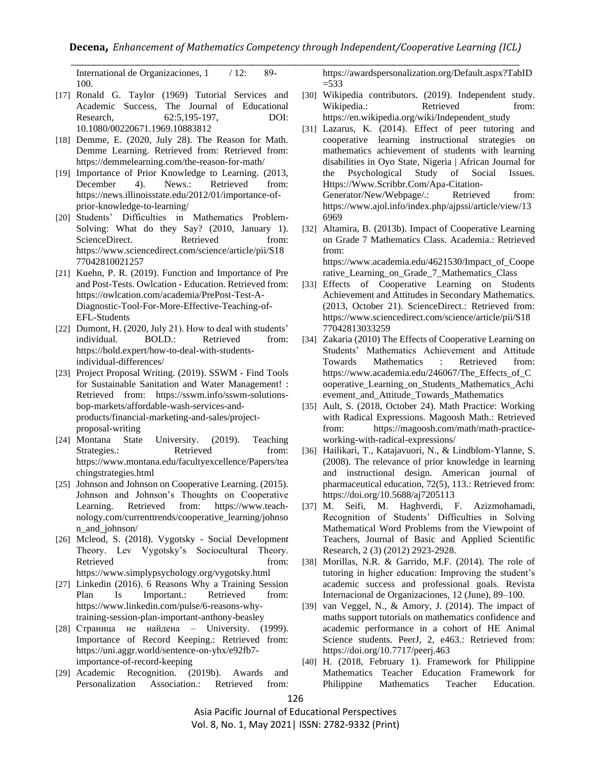International de Organizaciones, 1 / 12: 89-100.

[17] Ronald G. Taylor (1969) Tutorial Services and Academic Success, The Journal of Educational Research, 62:5,195-197, DOI: 10.1080/00220671.1969.10883812

[18] Demme, E. (2020, July 28). The Reason for Math. Demme Learning. Retrieved from: Retrieved from: https://demmelearning.com/the-reason-for-math/

[19] Importance of Prior Knowledge to Learning. (2013, December 4). News.: Retrieved from: https://news.illinoisstate.edu/2012/01/importance-of-prior-knowledge-to-learning/

[20] Students' Difficulties in Mathematics Problem-Solving: What do they Say? (2010, January 1). ScienceDirect. Retrieved from: https://www.sciencedirect.com/science/article/pii/S1877042810021257

[21] Kuehn, P. R. (2019). Function and Importance of Pre and Post-Tests. Owlcation - Education. Retrieved from: https://owlcation.com/academia/PrePost-Test-A-Diagnostic-Tool-For-More-Effective-Teaching-of-EFL-Students

[22] Dumont, H. (2020, July 21). How to deal with students' individual. BOLD.: Retrieved from: https://bold.expert/how-to-deal-with-students-individual-differences/

[23] Project Proposal Writing. (2019). SSWM - Find Tools for Sustainable Sanitation and Water Management! : Retrieved from: https://sswm.info/sswm-solutions-bop-markets/affordable-wash-services-and-products/financial-marketing-and-sales/project-proposal-writing

[24] Montana State University. (2019). Teaching Strategies.: Retrieved from: https://www.montana.edu/facultyexcellence/Papers/teachingstrategies.html

[25] Johnson and Johnson on Cooperative Learning. (2015). Johnson and Johnson's Thoughts on Cooperative Learning. Retrieved from: https://www.teach-nology.com/currenttrends/cooperative_learning/johnson_and_johnson/

[26] Mcleod, S. (2018). Vygotsky - Social Development Theory. Lev Vygotsky's Sociocultural Theory. Retrieved from: https://www.simplypsychology.org/vygotsky.html

[27] Linkedin (2016). 6 Reasons Why a Training Session Plan Is Important.: Retrieved from: https://www.linkedin.com/pulse/6-reasons-why-training-session-plan-important-anthony-beasley

[28] Страница не найдена – University. (1999). Importance of Record Keeping.: Retrieved from: https://uni.aggr.world/sentence-on-yhx/e92fb7-importance-of-record-keeping

[29] Academic Recognition. (2019b). Awards and Personalization Association.: Retrieved from: https://awardspersonalization.org/Default.aspx?TabID=533

[30] Wikipedia contributors. (2019). Independent study. Wikipedia.: Retrieved from: https://en.wikipedia.org/wiki/Independent_study

[31] Lazarus, K. (2014). Effect of peer tutoring and cooperative learning instructional strategies on mathematics achievement of students with learning disabilities in Oyo State, Nigeria | African Journal for the Psychological Study of Social Issues. Https://Www.Scribbr.Com/Apa-Citation-Generator/New/Webpage/.: Retrieved from: https://www.ajol.info/index.php/ajpssi/article/view/136969

[32] Altamira, B. (2013b). Impact of Cooperative Learning on Grade 7 Mathematics Class. Academia.: Retrieved from: https://www.academia.edu/4621530/Impact_of_Cooperative_Learning_on_Grade_7_Mathematics_Class

[33] Effects of Cooperative Learning on Students Achievement and Attitudes in Secondary Mathematics. (2013, October 21). ScienceDirect.: Retrieved from: https://www.sciencedirect.com/science/article/pii/S1877042813033259

[34] Zakaria (2010) The Effects of Cooperative Learning on Students' Mathematics Achievement and Attitude Towards Mathematics : Retrieved from: https://www.academia.edu/246067/The_Effects_of_Cooperative_Learning_on_Students_Mathematics_Achievement_and_Attitude_Towards_Mathematics

[35] Ault, S. (2018, October 24). Math Practice: Working with Radical Expressions. Magoosh Math.: Retrieved from: https://magoosh.com/math/math-practice-working-with-radical-expressions/

[36] Hailikari, T., Katajavuori, N., & Lindblom-Ylanne, S. (2008). The relevance of prior knowledge in learning and instructional design. American journal of pharmaceutical education, 72(5), 113.: Retrieved from: https://doi.org/10.5688/aj7205113

[37] M. Seifi, M. Haghverdi, F. Azizmohamadi, Recognition of Students' Difficulties in Solving Mathematical Word Problems from the Viewpoint of Teachers, Journal of Basic and Applied Scientific Research, 2 (3) (2012) 2923-2928.

[38] Morillas, N.R. & Garrido, M.F. (2014). The role of tutoring in higher education: Improving the student's academic success and professional goals. Revista Internacional de Organizaciones, 12 (June), 89–100.

[39] van Veggel, N., & Amory, J. (2014). The impact of maths support tutorials on mathematics confidence and academic performance in a cohort of HE Animal Science students. PeerJ, 2, e463.: Retrieved from: https://doi.org/10.7717/peerj.463

[40] H. (2018, February 1). Framework for Philippine Mathematics Teacher Education Framework for Philippine Mathematics Teacher Education.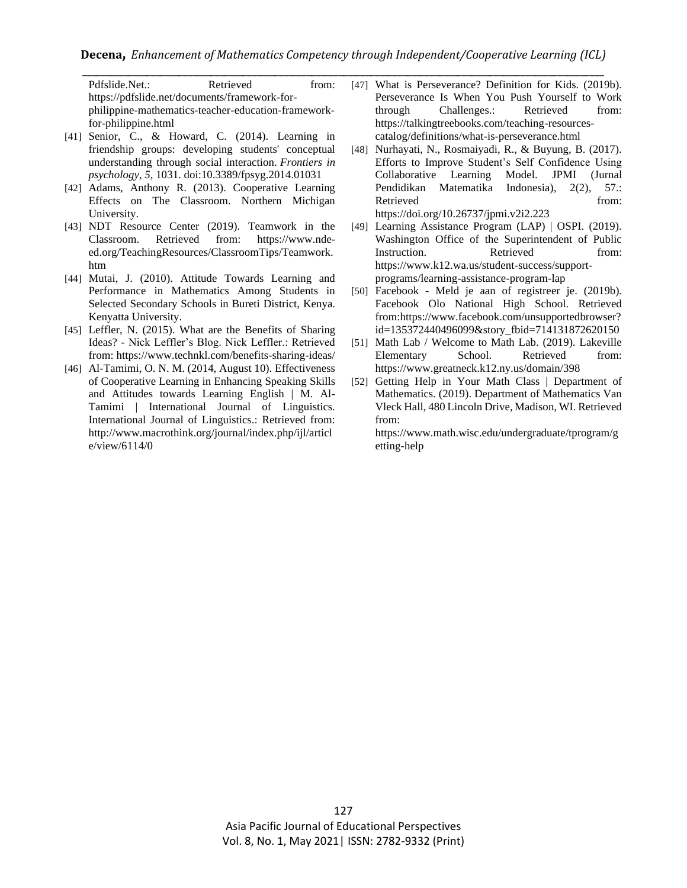Pdfslide.Net.: Retrieved from: https://pdfslide.net/documents/framework-for-philippine-mathematics-teacher-education-framework-for-philippine.html

[41] Senior, C., & Howard, C. (2014). Learning in friendship groups: developing students' conceptual understanding through social interaction. *Frontiers in psychology*, *5*, 1031. doi:10.3389/fpsyg.2014.01031

[42] Adams, Anthony R. (2013). Cooperative Learning Effects on The Classroom. Northern Michigan University.

[43] NDT Resource Center (2019). Teamwork in the Classroom. Retrieved from: https://www.nde-ed.org/TeachingResources/ClassroomTips/Teamwork.htm

[44] Mutai, J. (2010). Attitude Towards Learning and Performance in Mathematics Among Students in Selected Secondary Schools in Bureti District, Kenya. Kenyatta University.

[45] Leffler, N. (2015). What are the Benefits of Sharing Ideas? - Nick Leffler's Blog. Nick Leffler.: Retrieved from: https://www.technkl.com/benefits-sharing-ideas/

[46] Al-Tamimi, O. N. M. (2014, August 10). Effectiveness of Cooperative Learning in Enhancing Speaking Skills and Attitudes towards Learning English | M. Al-Tamimi | International Journal of Linguistics. International Journal of Linguistics.: Retrieved from: http://www.macrothink.org/journal/index.php/ijl/article/view/6114/0

[47] What is Perseverance? Definition for Kids. (2019b). Perseverance Is When You Push Yourself to Work through Challenges.: Retrieved from: https://talkingtreebooks.com/teaching-resources-catalog/definitions/what-is-perseverance.html

[48] Nurhayati, N., Rosmaiyadi, R., & Buyung, B. (2017). Efforts to Improve Student's Self Confidence Using Collaborative Learning Model. JPMI (Jurnal Pendidikan Matematika Indonesia), 2(2), 57.: Retrieved from: https://doi.org/10.26737/jpmi.v2i2.223

[49] Learning Assistance Program (LAP) | OSPI. (2019). Washington Office of the Superintendent of Public Instruction. Retrieved from: https://www.k12.wa.us/student-success/support-programs/learning-assistance-program-lap

[50] Facebook - Meld je aan of registreer je. (2019b). Facebook Olo National High School. Retrieved from:https://www.facebook.com/unsupportedbrowser?id=135372440496099&story_fbid=714131872620150

[51] Math Lab / Welcome to Math Lab. (2019). Lakeville Elementary School. Retrieved from: https://www.greatneck.k12.ny.us/domain/398

[52] Getting Help in Your Math Class | Department of Mathematics. (2019). Department of Mathematics Van Vleck Hall, 480 Lincoln Drive, Madison, WI. Retrieved from: https://www.math.wisc.edu/undergraduate/tprogram/getting-help